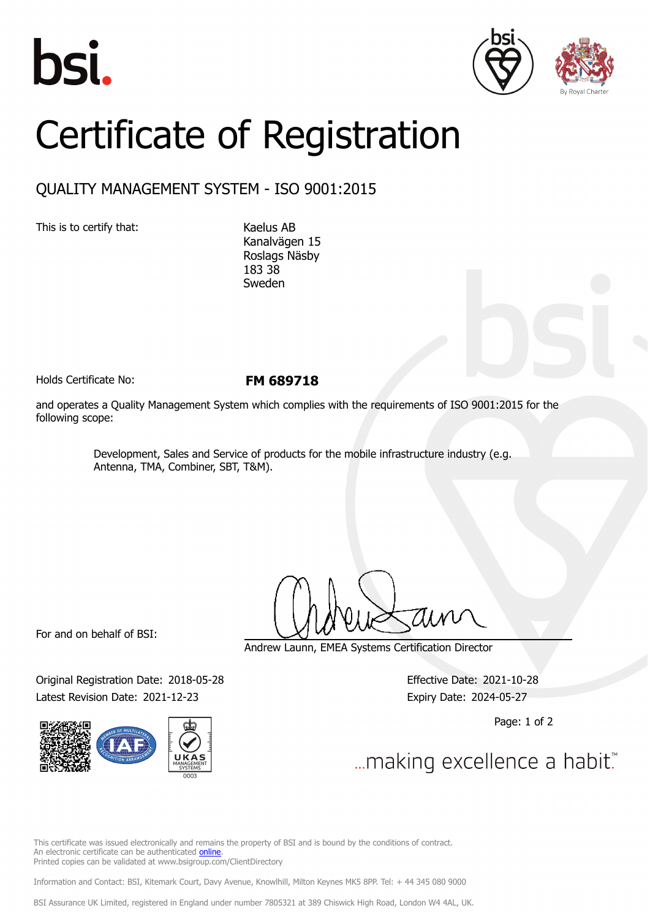# Certificate of Registration

## QUALITY MANAGEMENT SYSTEM - ISO 9001:2015

This is to certify that:

Kaelus AB
Kanalvägen 15
Roslags Näsby
183 38
Sweden

Holds Certificate No: **FM 689718**

and operates a Quality Management System which complies with the requirements of ISO 9001:2015 for the following scope:

> Development, Sales and Service of products for the mobile infrastructure industry (e.g. Antenna, TMA, Combiner, SBT, T&M).

For and on behalf of BSI:

Andrew Launn, EMEA Systems Certification Director

Original Registration Date: 2018-05-28
Latest Revision Date: 2021-12-23

Effective Date: 2021-10-28
Expiry Date: 2024-05-27

...making excellence a habit.™

This certificate was issued electronically and remains the property of BSI and is bound by the conditions of contract.
An electronic certificate can be authenticated online.
Printed copies can be validated at www.bsigroup.com/ClientDirectory

Information and Contact: BSI, Kitemark Court, Davy Avenue, Knowlhill, Milton Keynes MK5 8PP. Tel: + 44 345 080 9000

BSI Assurance UK Limited, registered in England under number 7805321 at 389 Chiswick High Road, London W4 4AL, UK.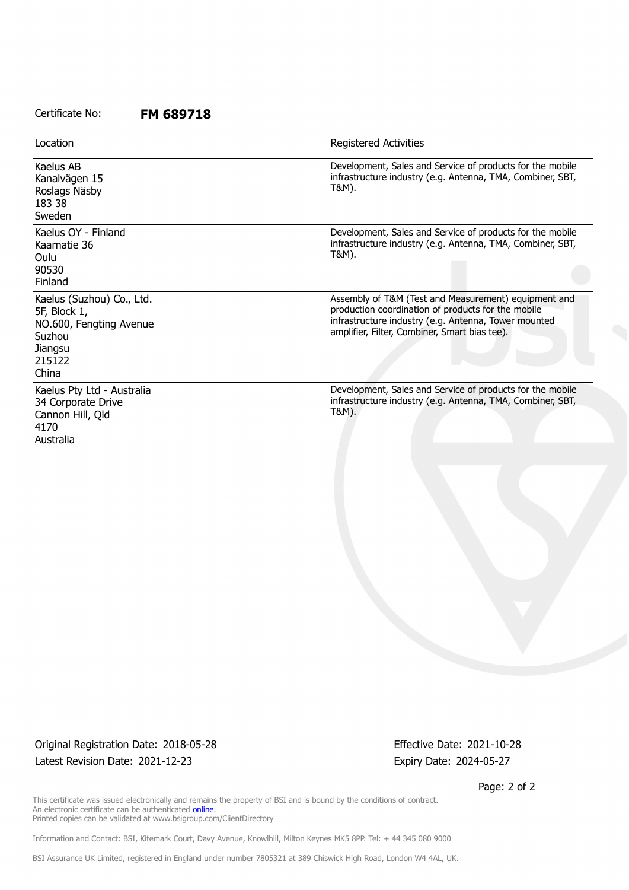Certificate No: **FM 689718**

| Location | Registered Activities |
| --- | --- |
| Kaelus AB<br>Kanalvägen 15<br>Roslags Näsby<br>183 38<br>Sweden | Development, Sales and Service of products for the mobile infrastructure industry (e.g. Antenna, TMA, Combiner, SBT, T&M). |
| Kaelus OY - Finland<br>Kaarnatie 36<br>Oulu<br>90530<br>Finland | Development, Sales and Service of products for the mobile infrastructure industry (e.g. Antenna, TMA, Combiner, SBT, T&M). |
| Kaelus (Suzhou) Co., Ltd.<br>5F, Block 1,<br>NO.600, Fengting Avenue<br>Suzhou<br>Jiangsu<br>215122<br>China | Assembly of T&M (Test and Measurement) equipment and production coordination of products for the mobile infrastructure industry (e.g. Antenna, Tower mounted amplifier, Filter, Combiner, Smart bias tee). |
| Kaelus Pty Ltd - Australia<br>34 Corporate Drive<br>Cannon Hill, Qld<br>4170<br>Australia | Development, Sales and Service of products for the mobile infrastructure industry (e.g. Antenna, TMA, Combiner, SBT, T&M). |

Original Registration Date: 2018-05-28
Latest Revision Date: 2021-12-23

Effective Date: 2021-10-28
Expiry Date: 2024-05-27

This certificate was issued electronically and remains the property of BSI and is bound by the conditions of contract.
An electronic certificate can be authenticated online.
Printed copies can be validated at www.bsigroup.com/ClientDirectory

Information and Contact: BSI, Kitemark Court, Davy Avenue, Knowlhill, Milton Keynes MK5 8PP. Tel: + 44 345 080 9000

BSI Assurance UK Limited, registered in England under number 7805321 at 389 Chiswick High Road, London W4 4AL, UK.